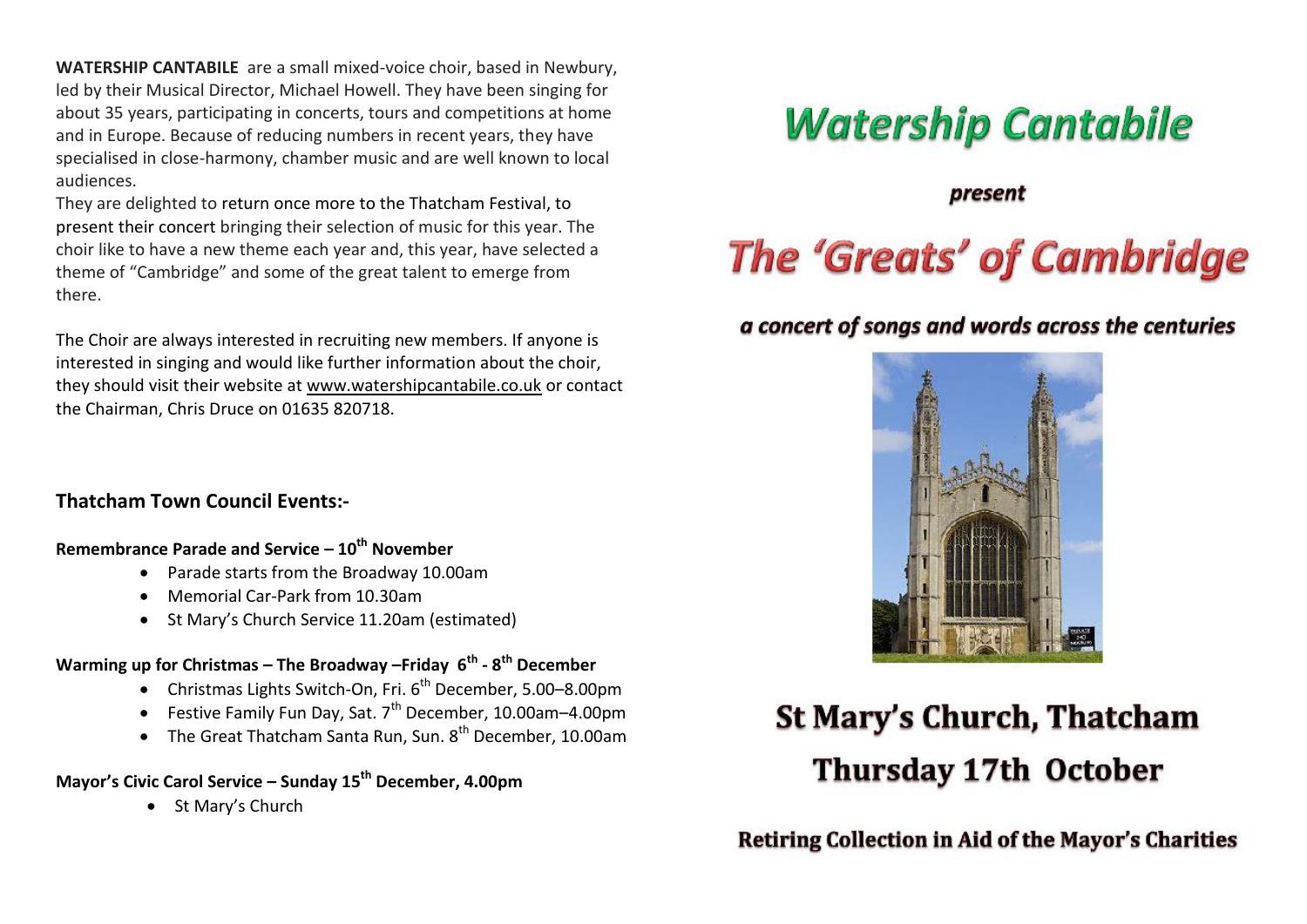**WATERSHIP CANTABILE** are a small mixed-voice choir, based in Newbury, led by their Musical Director, Michael Howell. They have been singing for about 35 years, participating in concerts, tours and competitions at home and in Europe. Because of reducing numbers in recent years, they have specialised in close-harmony, chamber music and are well known to local audiences.

They are delighted to return once more to the Thatcham Festival, to present their concert bringing their selection of music for this year. The choir like to have a new theme each year and, this year, have selected a theme of "Cambridge" and some of the great talent to emerge from there.

The Choir are always interested in recruiting new members. If anyone is interested in singing and would like further information about the choir, they should visit their website at www.watershipcantabile.co.uk or contact the Chairman, Chris Druce on 01635 820718.

## Thatcham Town Council Events:-

**Remembrance Parade and Service – 10th November**

- Parade starts from the Broadway 10.00am
- Memorial Car-Park from 10.30am
- St Mary's Church Service 11.20am (estimated)

**Warming up for Christmas – The Broadway –Friday 6th - 8th December**

- Christmas Lights Switch-On, Fri. 6th December, 5.00–8.00pm
- Festive Family Fun Day, Sat. 7th December, 10.00am–4.00pm
- The Great Thatcham Santa Run, Sun. 8th December, 10.00am

**Mayor's Civic Carol Service – Sunday 15th December, 4.00pm**

- St Mary's Church

# Watership Cantabile

***present***

# The 'Greats' of Cambridge

***a concert of songs and words across the centuries***

## St Mary's Church, Thatcham

## Thursday 17th October

**Retiring Collection in Aid of the Mayor's Charities**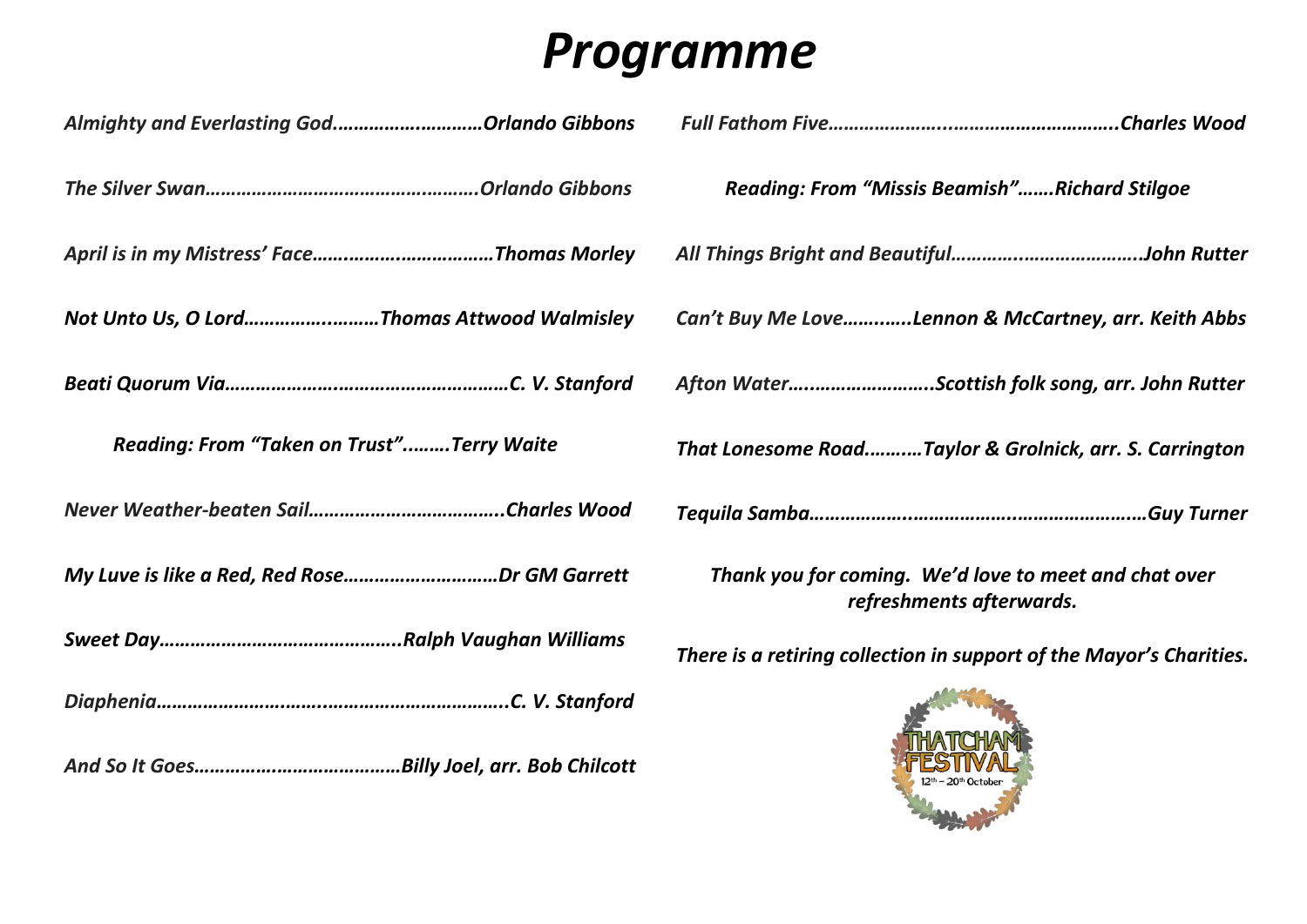# *Programme*

*Almighty and Everlasting God……………………….Orlando Gibbons*

*The Silver Swan…………………………………………….Orlando Gibbons*

*April is in my Mistress' Face……………………………Thomas Morley*

*Not Unto Us, O Lord………………………Thomas Attwood Walmisley*

*Beati Quorum Via………………………………………………C. V. Stanford*

*Reading: From "Taken on Trust"………Terry Waite*

*Never Weather-beaten Sail………………………………..Charles Wood*

*My Luve is like a Red, Red Rose………………………..Dr GM Garrett*

*Sweet Day………………………………………..Ralph Vaughan Williams*

*Diaphenia……………………………………………………………..C. V. Stanford*

*And So It Goes…………………………………Billy Joel, arr. Bob Chilcott*

*Full Fathom Five……………………………………………………..Charles Wood*

*Reading: From "Missis Beamish"…….Richard Stilgoe*

*All Things Bright and Beautiful………………………………..John Rutter*

*Can't Buy Me Love………..Lennon & McCartney, arr. Keith Abbs*

*Afton Water……………………..Scottish folk song, arr. John Rutter*

*That Lonesome Road……….Taylor & Grolnick, arr. S. Carrington*

*Tequila Samba……………………………………………………………Guy Turner*

*Thank you for coming. We'd love to meet and chat over refreshments afterwards.*

*There is a retiring collection in support of the Mayor's Charities.*

THATCHAM FESTIVAL
12th – 20th October